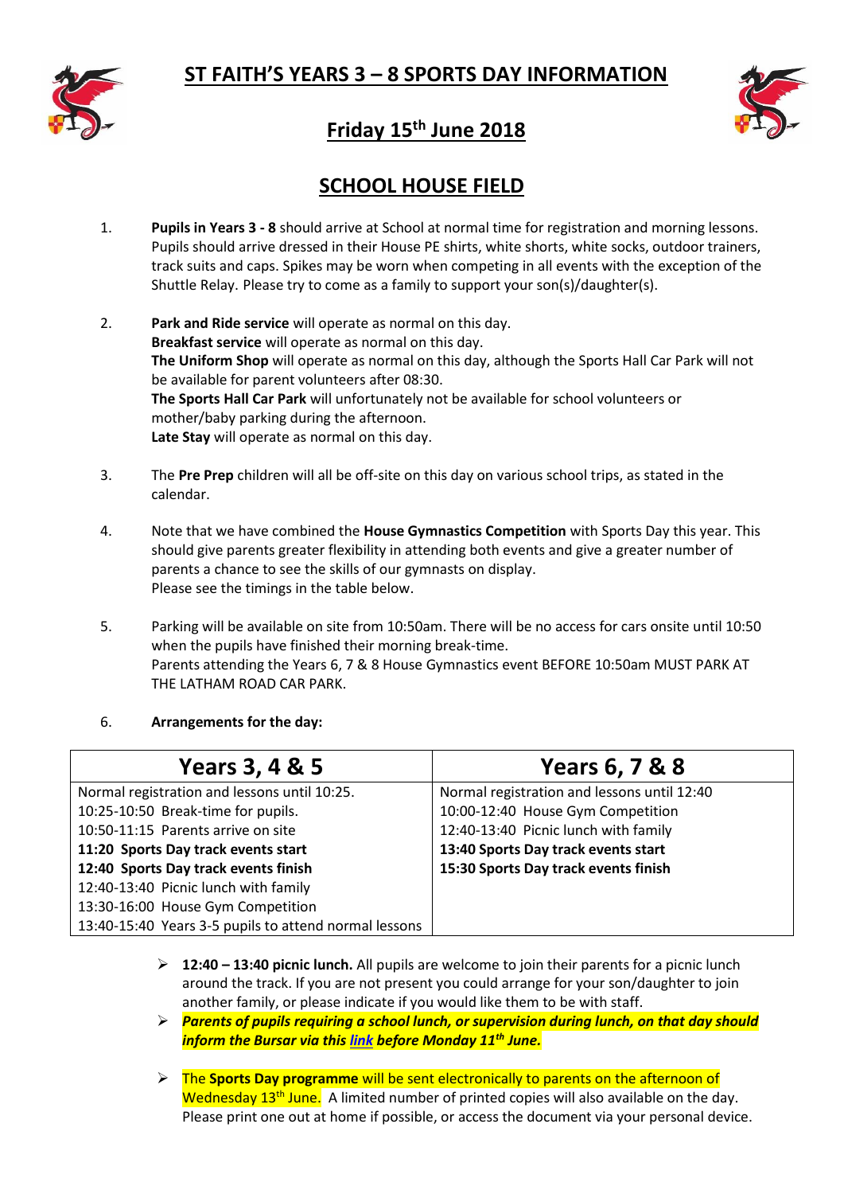# ST FAITH'S YEARS 3 – 8 SPORTS DAY INFORMATION

## Friday 15th June 2018

## SCHOOL HOUSE FIELD

1. **Pupils in Years 3 - 8** should arrive at School at normal time for registration and morning lessons. Pupils should arrive dressed in their House PE shirts, white shorts, white socks, outdoor trainers, track suits and caps. Spikes may be worn when competing in all events with the exception of the Shuttle Relay. Please try to come as a family to support your son(s)/daughter(s).

2. **Park and Ride service** will operate as normal on this day.
   **Breakfast service** will operate as normal on this day.
   **The Uniform Shop** will operate as normal on this day, although the Sports Hall Car Park will not be available for parent volunteers after 08:30.
   **The Sports Hall Car Park** will unfortunately not be available for school volunteers or mother/baby parking during the afternoon.
   **Late Stay** will operate as normal on this day.

3. The **Pre Prep** children will all be off-site on this day on various school trips, as stated in the calendar.

4. Note that we have combined the **House Gymnastics Competition** with Sports Day this year. This should give parents greater flexibility in attending both events and give a greater number of parents a chance to see the skills of our gymnasts on display.
   Please see the timings in the table below.

5. Parking will be available on site from 10:50am. There will be no access for cars onsite until 10:50 when the pupils have finished their morning break-time.
   Parents attending the Years 6, 7 & 8 House Gymnastics event BEFORE 10:50am MUST PARK AT THE LATHAM ROAD CAR PARK.

6. **Arrangements for the day:**

| Years 3, 4 & 5 | Years 6, 7 & 8 |
|---|---|
| Normal registration and lessons until 10:25. | Normal registration and lessons until 12:40 |
| 10:25-10:50 Break-time for pupils. | 10:00-12:40 House Gym Competition |
| 10:50-11:15 Parents arrive on site | 12:40-13:40 Picnic lunch with family |
| **11:20 Sports Day track events start** | **13:40 Sports Day track events start** |
| **12:40 Sports Day track events finish** | **15:30 Sports Day track events finish** |
| 12:40-13:40 Picnic lunch with family | |
| 13:30-16:00 House Gym Competition | |
| 13:40-15:40 Years 3-5 pupils to attend normal lessons | |

- **12:40 – 13:40 picnic lunch.** All pupils are welcome to join their parents for a picnic lunch around the track. If you are not present you could arrange for your son/daughter to join another family, or please indicate if you would like them to be with staff.
- ***Parents of pupils requiring a school lunch, or supervision during lunch, on that day should inform the Bursar via this link before Monday 11th June.***

- The **Sports Day programme** will be sent electronically to parents on the afternoon of Wednesday 13th June. A limited number of printed copies will also available on the day. Please print one out at home if possible, or access the document via your personal device.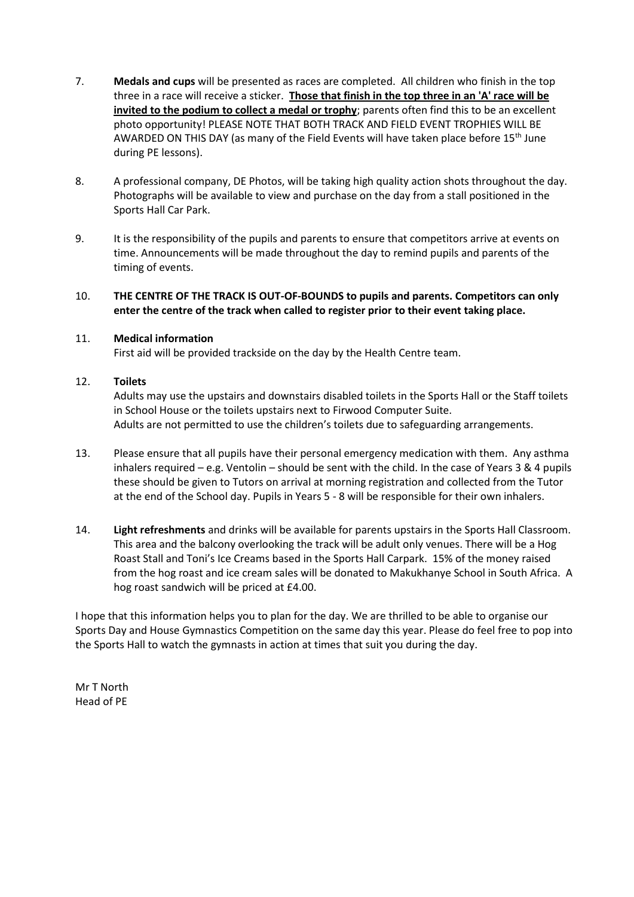7. **Medals and cups** will be presented as races are completed. All children who finish in the top three in a race will receive a sticker. **<u>Those that finish in the top three in an 'A' race will be invited to the podium to collect a medal or trophy</u>**; parents often find this to be an excellent photo opportunity! PLEASE NOTE THAT BOTH TRACK AND FIELD EVENT TROPHIES WILL BE AWARDED ON THIS DAY (as many of the Field Events will have taken place before 15th June during PE lessons).

8. A professional company, DE Photos, will be taking high quality action shots throughout the day. Photographs will be available to view and purchase on the day from a stall positioned in the Sports Hall Car Park.

9. It is the responsibility of the pupils and parents to ensure that competitors arrive at events on time. Announcements will be made throughout the day to remind pupils and parents of the timing of events.

10. **THE CENTRE OF THE TRACK IS OUT-OF-BOUNDS to pupils and parents. Competitors can only enter the centre of the track when called to register prior to their event taking place.**

11. **Medical information**
    First aid will be provided trackside on the day by the Health Centre team.

12. **Toilets**
    Adults may use the upstairs and downstairs disabled toilets in the Sports Hall or the Staff toilets in School House or the toilets upstairs next to Firwood Computer Suite.
    Adults are not permitted to use the children's toilets due to safeguarding arrangements.

13. Please ensure that all pupils have their personal emergency medication with them. Any asthma inhalers required – e.g. Ventolin – should be sent with the child. In the case of Years 3 & 4 pupils these should be given to Tutors on arrival at morning registration and collected from the Tutor at the end of the School day. Pupils in Years 5 - 8 will be responsible for their own inhalers.

14. **Light refreshments** and drinks will be available for parents upstairs in the Sports Hall Classroom. This area and the balcony overlooking the track will be adult only venues. There will be a Hog Roast Stall and Toni's Ice Creams based in the Sports Hall Carpark. 15% of the money raised from the hog roast and ice cream sales will be donated to Makukhanye School in South Africa. A hog roast sandwich will be priced at £4.00.

I hope that this information helps you to plan for the day. We are thrilled to be able to organise our Sports Day and House Gymnastics Competition on the same day this year. Please do feel free to pop into the Sports Hall to watch the gymnasts in action at times that suit you during the day.

Mr T North
Head of PE